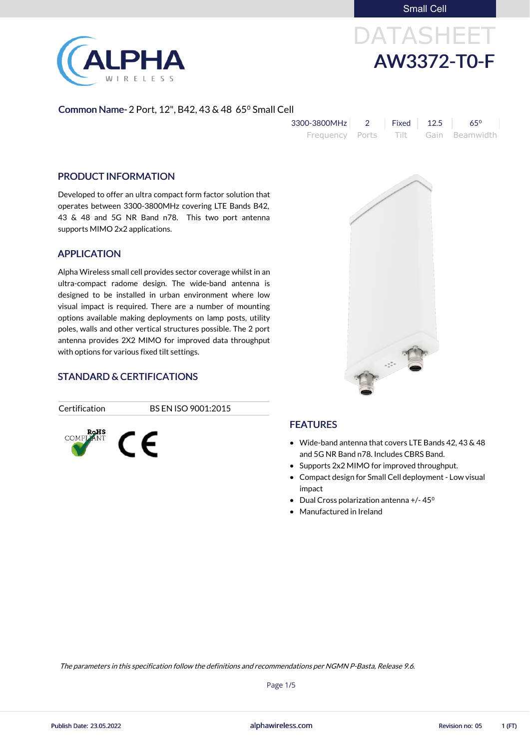Small Cell

# DATASHEET

# AW3372-T0-F

**Common Name-** 2 Port, 12", B42, 43 & 48 65⁰ Small Cell

| 3300-3800MHz | 2 | Fixed | 12.5 | 65⁰ |
|---|---|---|---|---|
| Frequency | Ports | Tilt | Gain | Beamwidth |

## PRODUCT INFORMATION

Developed to offer an ultra compact form factor solution that operates between 3300-3800MHz covering LTE Bands B42, 43 & 48 and 5G NR Band n78. This two port antenna supports MIMO 2x2 applications.

## APPLICATION

Alpha Wireless small cell provides sector coverage whilst in an ultra-compact radome design. The wide-band antenna is designed to be installed in urban environment where low visual impact is required. There are a number of mounting options available making deployments on lamp posts, utility poles, walls and other vertical structures possible. The 2 port antenna provides 2X2 MIMO for improved data throughput with options for various fixed tilt settings.

## STANDARD & CERTIFICATIONS

| Certification | BS EN ISO 9001:2015 |
|---|---|

RoHS COMPLIANT

CE

## FEATURES

- Wide-band antenna that covers LTE Bands 42, 43 & 48 and 5G NR Band n78. Includes CBRS Band.
- Supports 2x2 MIMO for improved throughput.
- Compact design for Small Cell deployment - Low visual impact
- Dual Cross polarization antenna +/- 45⁰
- Manufactured in Ireland

*The parameters in this specification follow the definitions and recommendations per NGMN P-Basta, Release 9.6.*

Publish Date: 23.05.2022 | alphawireless.com | Revision no: 05 | 1 (FT)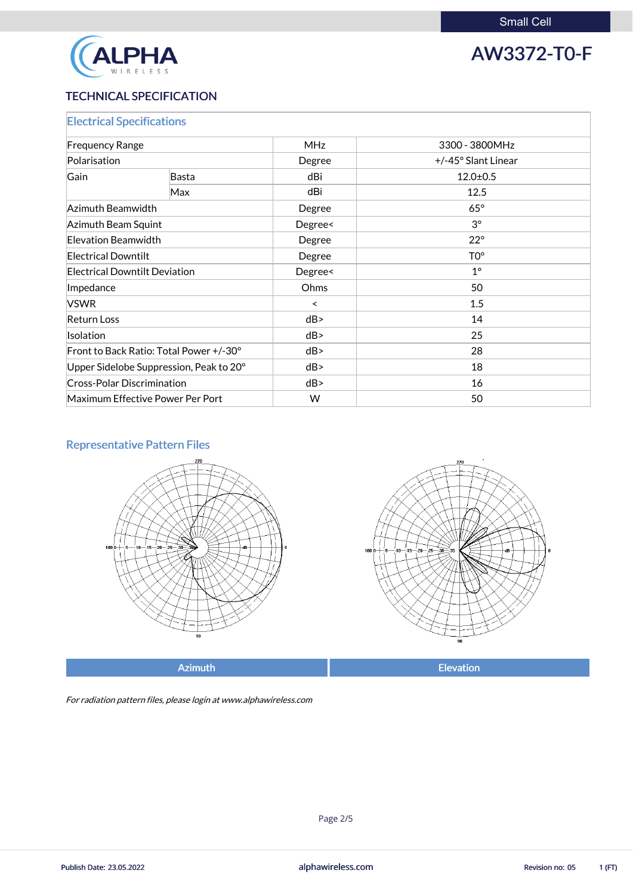Small Cell

# AW3372-T0-F

## TECHNICAL SPECIFICATION

| Electrical Specifications | | | |
|---|---|---|---|
| Frequency Range | | MHz | 3300 - 3800MHz |
| Polarisation | | Degree | +/-45° Slant Linear |
| Gain | Basta | dBi | 12.0±0.5 |
| | Max | dBi | 12.5 |
| Azimuth Beamwidth | | Degree | 65° |
| Azimuth Beam Squint | | Degree< | 3° |
| Elevation Beamwidth | | Degree | 22° |
| Electrical Downtilt | | Degree | T0° |
| Electrical Downtilt Deviation | | Degree< | 1° |
| Impedance | | Ohms | 50 |
| VSWR | | < | 1.5 |
| Return Loss | | dB> | 14 |
| Isolation | | dB> | 25 |
| Front to Back Ratio: Total Power +/-30° | | dB> | 28 |
| Upper Sidelobe Suppression, Peak to 20° | | dB> | 18 |
| Cross-Polar Discrimination | | dB> | 16 |
| Maximum Effective Power Per Port | | W | 50 |

### Representative Pattern Files

| Azimuth | Elevation |
|---|---|

*For radiation pattern files, please login at www.alphawireless.com*

Publish Date: 23.05.2022 | alphawireless.com | Revision no: 05 | 1 (FT)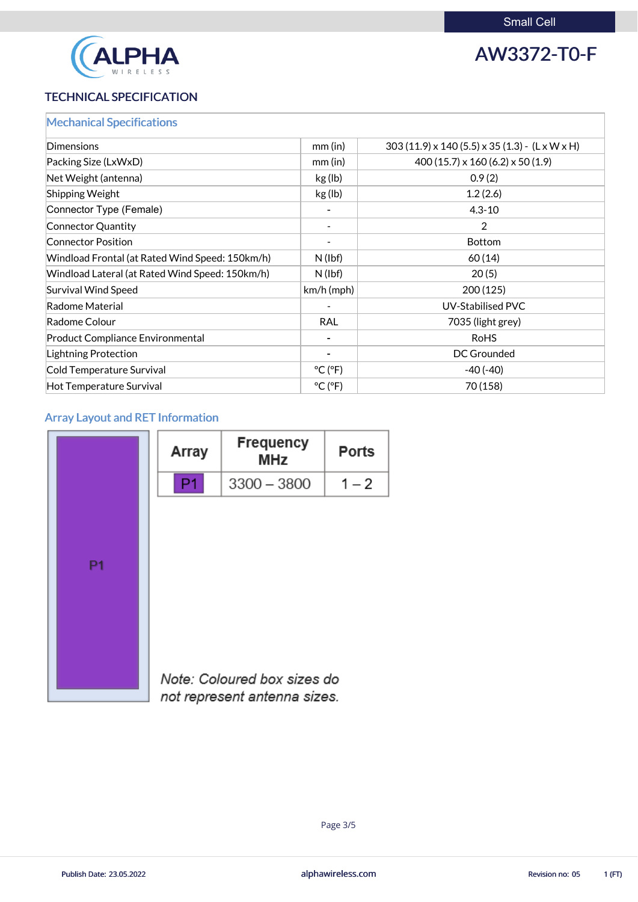# AW3372-T0-F

Small Cell

## TECHNICAL SPECIFICATION

### Mechanical Specifications

| | | |
|---|---|---|
| Dimensions | mm (in) | 303 (11.9) x 140 (5.5) x 35 (1.3) - (L x W x H) |
| Packing Size (LxWxD) | mm (in) | 400 (15.7) x 160 (6.2) x 50 (1.9) |
| Net Weight (antenna) | kg (lb) | 0.9 (2) |
| Shipping Weight | kg (lb) | 1.2 (2.6) |
| Connector Type (Female) | - | 4.3-10 |
| Connector Quantity | - | 2 |
| Connector Position | - | Bottom |
| Windload Frontal (at Rated Wind Speed: 150km/h) | N (lbf) | 60 (14) |
| Windload Lateral (at Rated Wind Speed: 150km/h) | N (lbf) | 20 (5) |
| Survival Wind Speed | km/h (mph) | 200 (125) |
| Radome Material | - | UV-Stabilised PVC |
| Radome Colour | RAL | 7035 (light grey) |
| Product Compliance Environmental | - | RoHS |
| Lightning Protection | - | DC Grounded |
| Cold Temperature Survival | °C (°F) | -40 (-40) |
| Hot Temperature Survival | °C (°F) | 70 (158) |

### Array Layout and RET Information

P1

| Array | Frequency MHz | Ports |
|---|---|---|
| P1 | 3300 – 3800 | 1 – 2 |

*Note: Coloured box sizes do not represent antenna sizes.*

Publish Date: 23.05.2022 alphawireless.com Revision no: 05 1 (FT)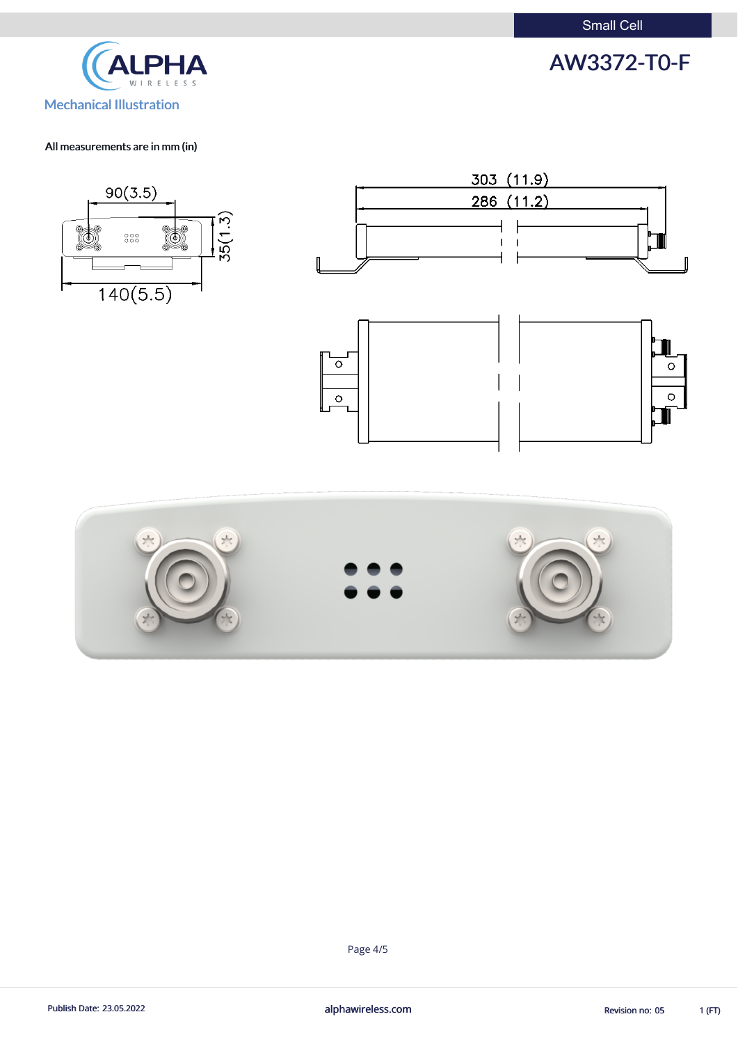Small Cell

# AW3372-T0-F

## Mechanical Illustration

All measurements are in mm (in)

90(3.5)

35(1.3)

140(5.5)

303 (11.9)

286 (11.2)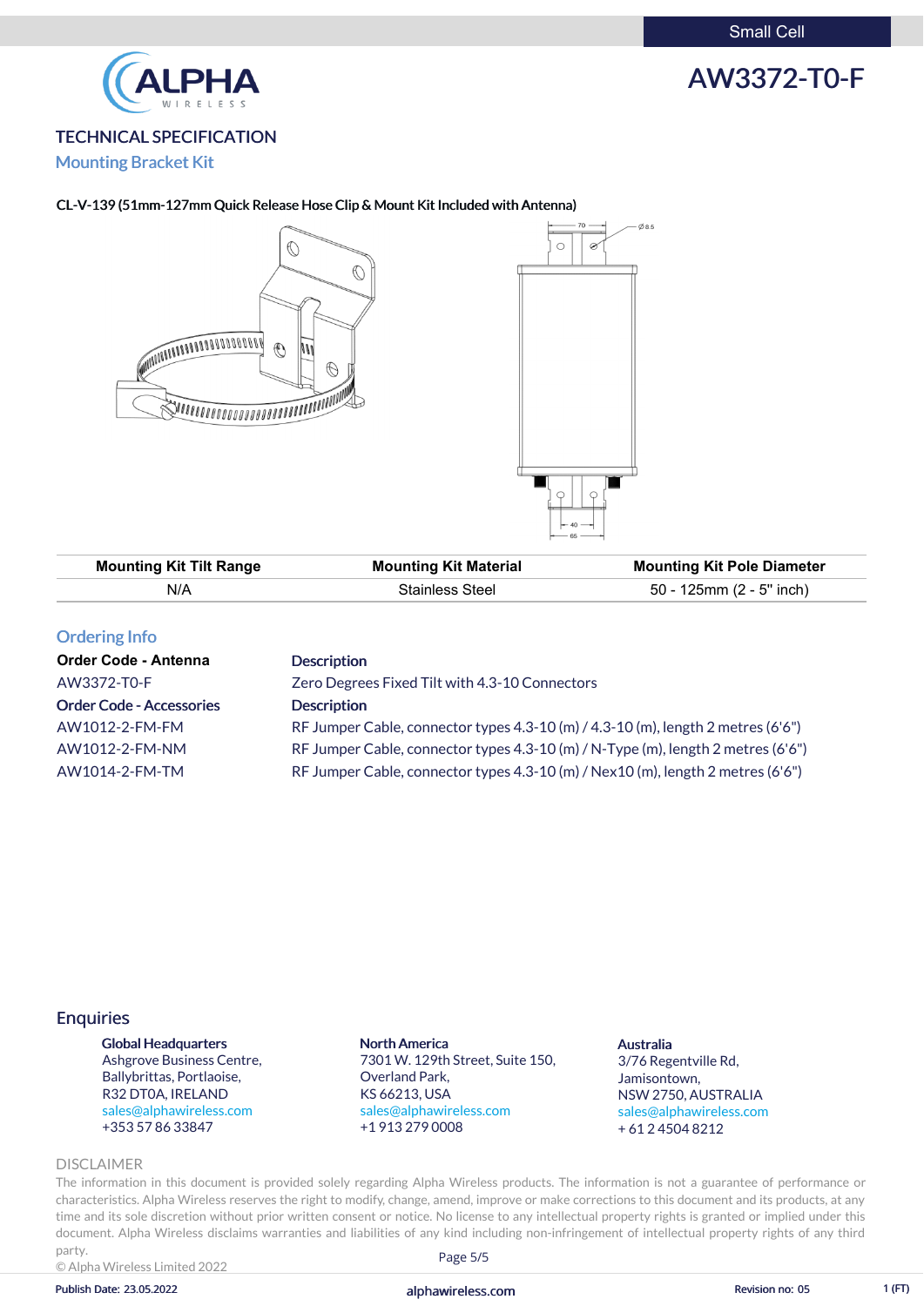Small Cell

# AW3372-T0-F

## TECHNICAL SPECIFICATION

### Mounting Bracket Kit

**CL-V-139 (51mm-127mm Quick Release Hose Clip & Mount Kit Included with Antenna)**

70

Ø8.5

40

65

| Mounting Kit Tilt Range | Mounting Kit Material | Mounting Kit Pole Diameter |
|---|---|---|
| N/A | Stainless Steel | 50 - 125mm (2 - 5" inch) |

### Ordering Info

| Order Code - Antenna | Description |
|---|---|
| AW3372-T0-F | Zero Degrees Fixed Tilt with 4.3-10 Connectors |
| **Order Code - Accessories** | **Description** |
| AW1012-2-FM-FM | RF Jumper Cable, connector types 4.3-10 (m) / 4.3-10 (m), length 2 metres (6'6") |
| AW1012-2-FM-NM | RF Jumper Cable, connector types 4.3-10 (m) / N-Type (m), length 2 metres (6'6") |
| AW1014-2-FM-TM | RF Jumper Cable, connector types 4.3-10 (m) / Nex10 (m), length 2 metres (6'6") |

### Enquiries

**Global Headquarters**
Ashgrove Business Centre,
Ballybrittas, Portlaoise,
R32 DT0A, IRELAND
sales@alphawireless.com
+353 57 86 33847

**North America**
7301 W. 129th Street, Suite 150,
Overland Park,
KS 66213, USA
sales@alphawireless.com
+1 913 279 0008

**Australia**
3/76 Regentville Rd,
Jamisontown,
NSW 2750, AUSTRALIA
sales@alphawireless.com
+ 61 2 4504 8212

DISCLAIMER

The information in this document is provided solely regarding Alpha Wireless products. The information is not a guarantee of performance or characteristics. Alpha Wireless reserves the right to modify, change, amend, improve or make corrections to this document and its products, at any time and its sole discretion without prior written consent or notice. No license to any intellectual property rights is granted or implied under this document. Alpha Wireless disclaims warranties and liabilities of any kind including non-infringement of intellectual property rights of any third party.

© Alpha Wireless Limited 2022

Publish Date: 23.05.2022 | alphawireless.com | Revision no: 05 | 1 (FT)